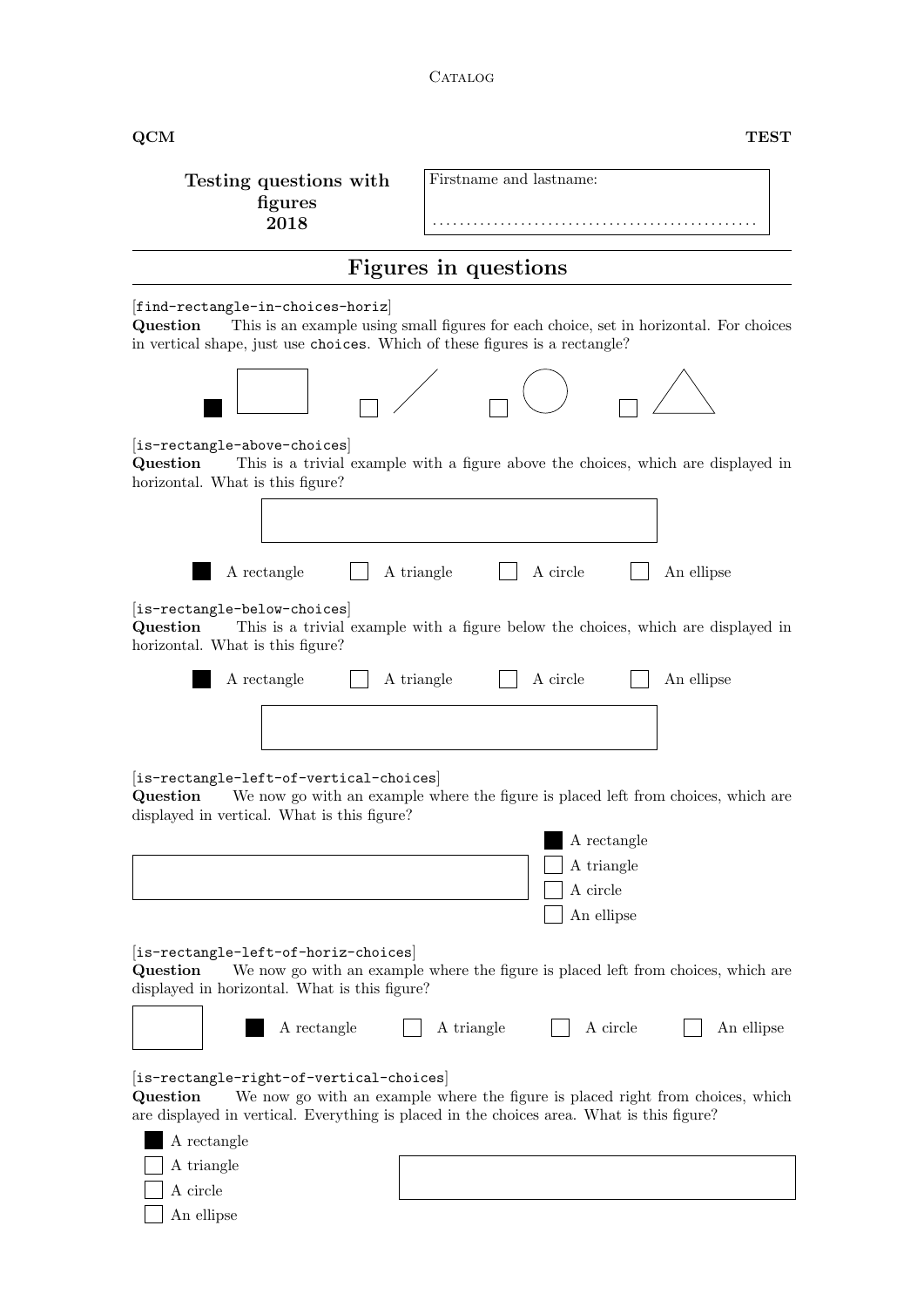**QCM** **TEST**

**Testing questions with figures 2018**

Firstname and lastname:

...............................................

## Figures in questions

[find-rectangle-in-choices-horiz]
**Question** This is an example using small figures for each choice, set in horizontal. For choices in vertical shape, just use `choices`. Which of these figures is a rectangle?

- [x] 
- [ ] 
- [ ] 
- [ ] 

[is-rectangle-above-choices]
**Question** This is a trivial example with a figure above the choices, which are displayed in horizontal. What is this figure?

- [x] A rectangle
- [ ] A triangle
- [ ] A circle
- [ ] An ellipse

[is-rectangle-below-choices]
**Question** This is a trivial example with a figure below the choices, which are displayed in horizontal. What is this figure?

- [x] A rectangle
- [ ] A triangle
- [ ] A circle
- [ ] An ellipse

[is-rectangle-left-of-vertical-choices]
**Question** We now go with an example where the figure is placed left from choices, which are displayed in vertical. What is this figure?

- [x] A rectangle
- [ ] A triangle
- [ ] A circle
- [ ] An ellipse

[is-rectangle-left-of-horiz-choices]
**Question** We now go with an example where the figure is placed left from choices, which are displayed in horizontal. What is this figure?

- [x] A rectangle
- [ ] A triangle
- [ ] A circle
- [ ] An ellipse

[is-rectangle-right-of-vertical-choices]
**Question** We now go with an example where the figure is placed right from choices, which are displayed in vertical. Everything is placed in the choices area. What is this figure?

- [x] A rectangle
- [ ] A triangle
- [ ] A circle
- [ ] An ellipse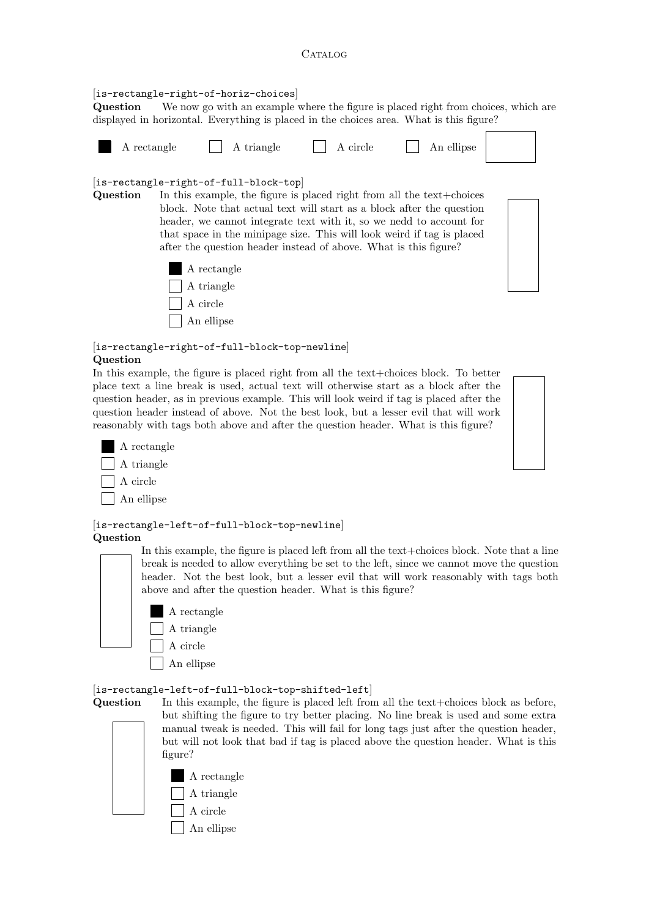[`is-rectangle-right-of-horiz-choices`]
**Question** We now go with an example where the figure is placed right from choices, which are displayed in horizontal. Everything is placed in the choices area. What is this figure?

■ A rectangle ☐ A triangle ☐ A circle ☐ An ellipse

[`is-rectangle-right-of-full-block-top`]
**Question** In this example, the figure is placed right from all the text+choices block. Note that actual text will start as a block after the question header, we cannot integrate text with it, so we nedd to account for that space in the minipage size. This will look weird if tag is placed after the question header instead of above. What is this figure?

- ■ A rectangle
- ☐ A triangle
- ☐ A circle
- ☐ An ellipse

[`is-rectangle-right-of-full-block-top-newline`]
**Question**
In this example, the figure is placed right from all the text+choices block. To better place text a line break is used, actual text will otherwise start as a block after the question header, as in previous example. This will look weird if tag is placed after the question header instead of above. Not the best look, but a lesser evil that will work reasonably with tags both above and after the question header. What is this figure?

- ■ A rectangle
- ☐ A triangle
- ☐ A circle
- ☐ An ellipse

[`is-rectangle-left-of-full-block-top-newline`]
**Question**
In this example, the figure is placed left from all the text+choices block. Note that a line break is needed to allow everything be set to the left, since we cannot move the question header. Not the best look, but a lesser evil that will work reasonably with tags both above and after the question header. What is this figure?

- ■ A rectangle
- ☐ A triangle
- ☐ A circle
- ☐ An ellipse

[`is-rectangle-left-of-full-block-top-shifted-left`]
**Question** In this example, the figure is placed left from all the text+choices block as before, but shifting the figure to try better placing. No line break is used and some extra manual tweak is needed. This will fail for long tags just after the question header, but will not look that bad if tag is placed above the question header. What is this figure?

- ■ A rectangle
- ☐ A triangle
- ☐ A circle
- ☐ An ellipse